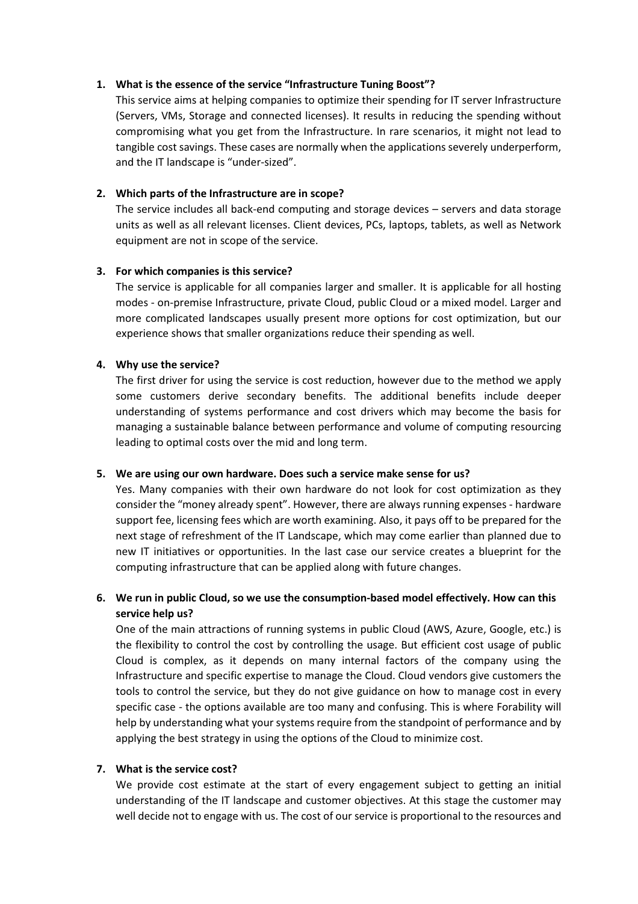1. **What is the essence of the service "Infrastructure Tuning Boost"?**

   This service aims at helping companies to optimize their spending for IT server Infrastructure (Servers, VMs, Storage and connected licenses). It results in reducing the spending without compromising what you get from the Infrastructure. In rare scenarios, it might not lead to tangible cost savings. These cases are normally when the applications severely underperform, and the IT landscape is "under-sized".

2. **Which parts of the Infrastructure are in scope?**

   The service includes all back-end computing and storage devices – servers and data storage units as well as all relevant licenses. Client devices, PCs, laptops, tablets, as well as Network equipment are not in scope of the service.

3. **For which companies is this service?**

   The service is applicable for all companies larger and smaller. It is applicable for all hosting modes - on-premise Infrastructure, private Cloud, public Cloud or a mixed model. Larger and more complicated landscapes usually present more options for cost optimization, but our experience shows that smaller organizations reduce their spending as well.

4. **Why use the service?**

   The first driver for using the service is cost reduction, however due to the method we apply some customers derive secondary benefits. The additional benefits include deeper understanding of systems performance and cost drivers which may become the basis for managing a sustainable balance between performance and volume of computing resourcing leading to optimal costs over the mid and long term.

5. **We are using our own hardware. Does such a service make sense for us?**

   Yes. Many companies with their own hardware do not look for cost optimization as they consider the "money already spent". However, there are always running expenses - hardware support fee, licensing fees which are worth examining. Also, it pays off to be prepared for the next stage of refreshment of the IT Landscape, which may come earlier than planned due to new IT initiatives or opportunities. In the last case our service creates a blueprint for the computing infrastructure that can be applied along with future changes.

6. **We run in public Cloud, so we use the consumption-based model effectively. How can this service help us?**

   One of the main attractions of running systems in public Cloud (AWS, Azure, Google, etc.) is the flexibility to control the cost by controlling the usage. But efficient cost usage of public Cloud is complex, as it depends on many internal factors of the company using the Infrastructure and specific expertise to manage the Cloud. Cloud vendors give customers the tools to control the service, but they do not give guidance on how to manage cost in every specific case - the options available are too many and confusing. This is where Forability will help by understanding what your systems require from the standpoint of performance and by applying the best strategy in using the options of the Cloud to minimize cost.

7. **What is the service cost?**

   We provide cost estimate at the start of every engagement subject to getting an initial understanding of the IT landscape and customer objectives. At this stage the customer may well decide not to engage with us. The cost of our service is proportional to the resources and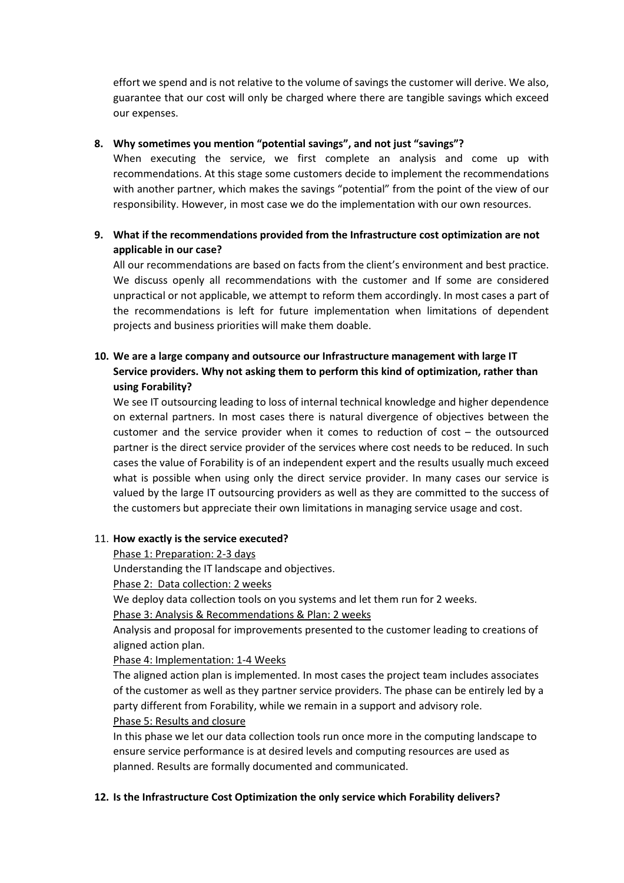effort we spend and is not relative to the volume of savings the customer will derive. We also, guarantee that our cost will only be charged where there are tangible savings which exceed our expenses.

8. **Why sometimes you mention "potential savings", and not just "savings"?**

   When executing the service, we first complete an analysis and come up with recommendations. At this stage some customers decide to implement the recommendations with another partner, which makes the savings "potential" from the point of the view of our responsibility. However, in most case we do the implementation with our own resources.

9. **What if the recommendations provided from the Infrastructure cost optimization are not applicable in our case?**

   All our recommendations are based on facts from the client's environment and best practice. We discuss openly all recommendations with the customer and If some are considered unpractical or not applicable, we attempt to reform them accordingly. In most cases a part of the recommendations is left for future implementation when limitations of dependent projects and business priorities will make them doable.

10. **We are a large company and outsource our Infrastructure management with large IT Service providers. Why not asking them to perform this kind of optimization, rather than using Forability?**

    We see IT outsourcing leading to loss of internal technical knowledge and higher dependence on external partners. In most cases there is natural divergence of objectives between the customer and the service provider when it comes to reduction of cost – the outsourced partner is the direct service provider of the services where cost needs to be reduced. In such cases the value of Forability is of an independent expert and the results usually much exceed what is possible when using only the direct service provider. In many cases our service is valued by the large IT outsourcing providers as well as they are committed to the success of the customers but appreciate their own limitations in managing service usage and cost.

11. **How exactly is the service executed?**

    <u>Phase 1: Preparation: 2-3 days</u>

    Understanding the IT landscape and objectives.

    <u>Phase 2: Data collection: 2 weeks</u>

    We deploy data collection tools on you systems and let them run for 2 weeks.

    <u>Phase 3: Analysis & Recommendations & Plan: 2 weeks</u>

    Analysis and proposal for improvements presented to the customer leading to creations of aligned action plan.

    <u>Phase 4: Implementation: 1-4 Weeks</u>

    The aligned action plan is implemented. In most cases the project team includes associates of the customer as well as they partner service providers. The phase can be entirely led by a party different from Forability, while we remain in a support and advisory role.

    <u>Phase 5: Results and closure</u>

    In this phase we let our data collection tools run once more in the computing landscape to ensure service performance is at desired levels and computing resources are used as planned. Results are formally documented and communicated.

12. **Is the Infrastructure Cost Optimization the only service which Forability delivers?**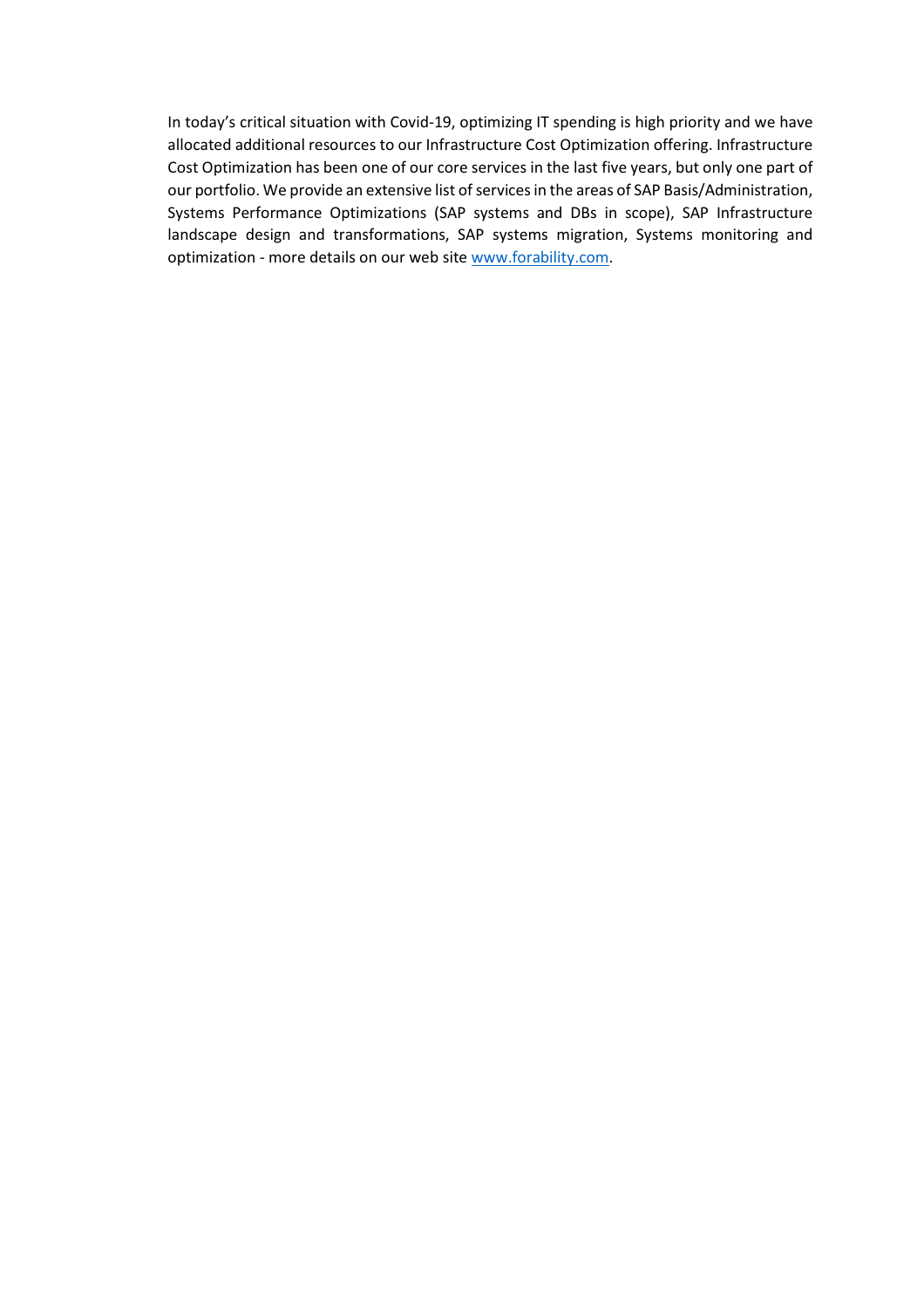In today's critical situation with Covid-19, optimizing IT spending is high priority and we have allocated additional resources to our Infrastructure Cost Optimization offering. Infrastructure Cost Optimization has been one of our core services in the last five years, but only one part of our portfolio. We provide an extensive list of services in the areas of SAP Basis/Administration, Systems Performance Optimizations (SAP systems and DBs in scope), SAP Infrastructure landscape design and transformations, SAP systems migration, Systems monitoring and optimization - more details on our web site [www.forability.com](http://www.forability.com).